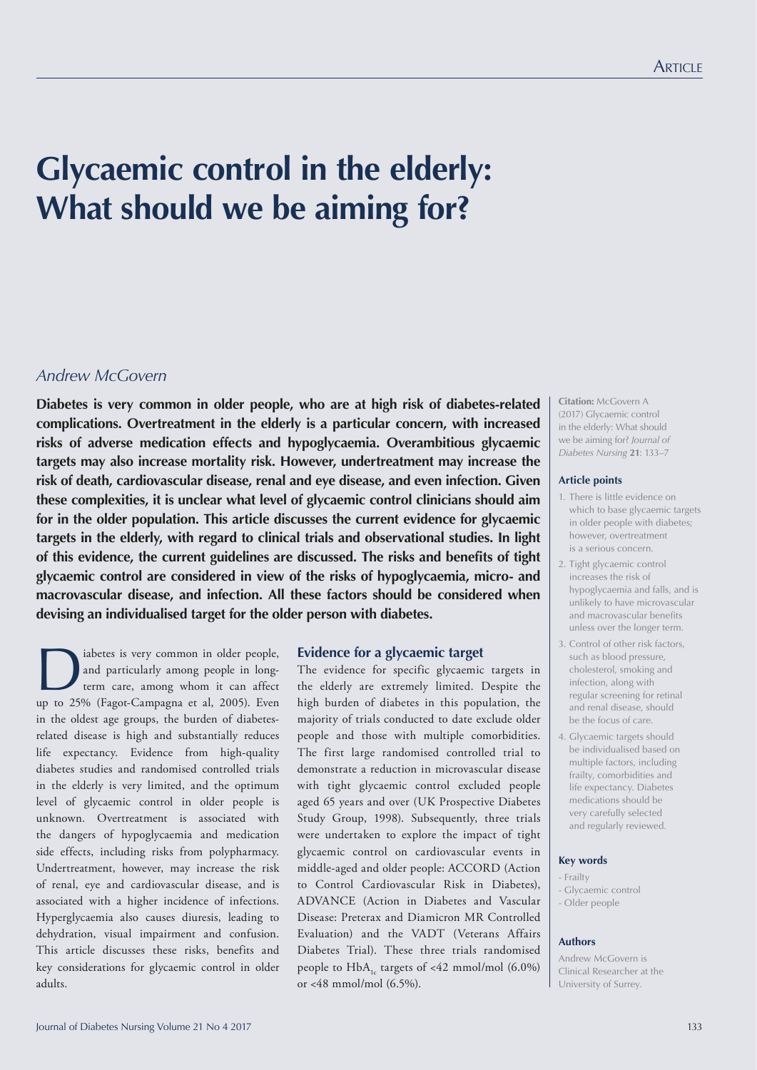# Glycaemic control in the elderly: What should we be aiming for?

*Andrew McGovern*

**Diabetes is very common in older people, who are at high risk of diabetes-related complications. Overtreatment in the elderly is a particular concern, with increased risks of adverse medication effects and hypoglycaemia. Overambitious glycaemic targets may also increase mortality risk. However, undertreatment may increase the risk of death, cardiovascular disease, renal and eye disease, and even infection. Given these complexities, it is unclear what level of glycaemic control clinicians should aim for in the older population. This article discusses the current evidence for glycaemic targets in the elderly, with regard to clinical trials and observational studies. In light of this evidence, the current guidelines are discussed. The risks and benefits of tight glycaemic control are considered in view of the risks of hypoglycaemia, micro- and macrovascular disease, and infection. All these factors should be considered when devising an individualised target for the older person with diabetes.**

**Citation:** McGovern A (2017) Glycaemic control in the elderly: What should we be aiming for? *Journal of Diabetes Nursing* **21**: 133–7

**Article points**

1. There is little evidence on which to base glycaemic targets in older people with diabetes; however, overtreatment is a serious concern.
2. Tight glycaemic control increases the risk of hypoglycaemia and falls, and is unlikely to have microvascular and macrovascular benefits unless over the longer term.
3. Control of other risk factors, such as blood pressure, cholesterol, smoking and infection, along with regular screening for retinal and renal disease, should be the focus of care.
4. Glycaemic targets should be individualised based on multiple factors, including frailty, comorbidities and life expectancy. Diabetes medications should be very carefully selected and regularly reviewed.

**Key words**

- Frailty
- Glycaemic control
- Older people

**Authors**

Andrew McGovern is Clinical Researcher at the University of Surrey.

Diabetes is very common in older people, and particularly among people in long-term care, among whom it can affect up to 25% (Fagot-Campagna et al, 2005). Even in the oldest age groups, the burden of diabetes-related disease is high and substantially reduces life expectancy. Evidence from high-quality diabetes studies and randomised controlled trials in the elderly is very limited, and the optimum level of glycaemic control in older people is unknown. Overtreatment is associated with the dangers of hypoglycaemia and medication side effects, including risks from polypharmacy. Undertreatment, however, may increase the risk of renal, eye and cardiovascular disease, and is associated with a higher incidence of infections. Hyperglycaemia also causes diuresis, leading to dehydration, visual impairment and confusion. This article discusses these risks, benefits and key considerations for glycaemic control in older adults.

## Evidence for a glycaemic target

The evidence for specific glycaemic targets in the elderly are extremely limited. Despite the high burden of diabetes in this population, the majority of trials conducted to date exclude older people and those with multiple comorbidities. The first large randomised controlled trial to demonstrate a reduction in microvascular disease with tight glycaemic control excluded people aged 65 years and over (UK Prospective Diabetes Study Group, 1998). Subsequently, three trials were undertaken to explore the impact of tight glycaemic control on cardiovascular events in middle-aged and older people: ACCORD (Action to Control Cardiovascular Risk in Diabetes), ADVANCE (Action in Diabetes and Vascular Disease: Preterax and Diamicron MR Controlled Evaluation) and the VADT (Veterans Affairs Diabetes Trial). These three trials randomised people to $HbA_{1c}$ targets of <42 mmol/mol (6.0%) or <48 mmol/mol (6.5%).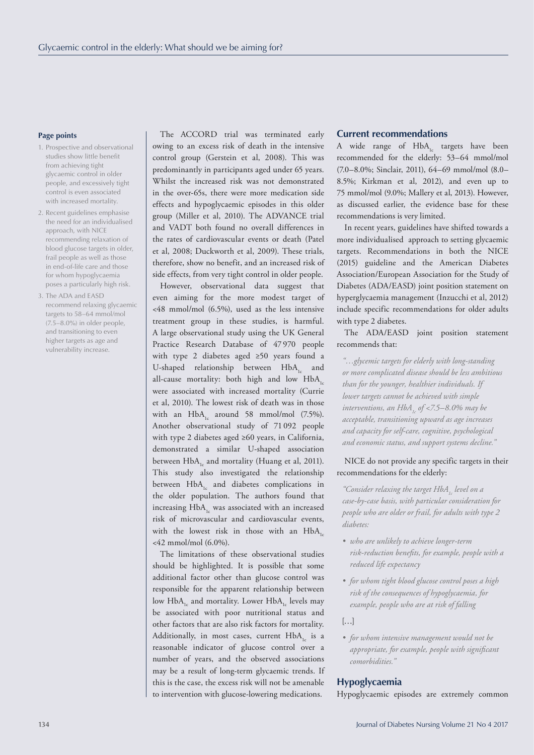**Page points**

1. Prospective and observational studies show little benefit from achieving tight glycaemic control in older people, and excessively tight control is even associated with increased mortality.
2. Recent guidelines emphasise the need for an individualised approach, with NICE recommending relaxation of blood glucose targets in older, frail people as well as those in end-of-life care and those for whom hypoglycaemia poses a particularly high risk.
3. The ADA and EASD recommend relaxing glycaemic targets to 58–64 mmol/mol (7.5–8.0%) in older people, and transitioning to even higher targets as age and vulnerability increase.

The ACCORD trial was terminated early owing to an excess risk of death in the intensive control group (Gerstein et al, 2008). This was predominantly in participants aged under 65 years. Whilst the increased risk was not demonstrated in the over-65s, there were more medication side effects and hypoglycaemic episodes in this older group (Miller et al, 2010). The ADVANCE trial and VADT both found no overall differences in the rates of cardiovascular events or death (Patel et al, 2008; Duckworth et al, 2009). These trials, therefore, show no benefit, and an increased risk of side effects, from very tight control in older people.

However, observational data suggest that even aiming for the more modest target of <48 mmol/mol (6.5%), used as the less intensive treatment group in these studies, is harmful. A large observational study using the UK General Practice Research Database of 47 970 people with type 2 diabetes aged ≥50 years found a U-shaped relationship between $HbA_{1c}$ and all-cause mortality: both high and low $HbA_{1c}$ were associated with increased mortality (Currie et al, 2010). The lowest risk of death was in those with an $HbA_{1c}$ around 58 mmol/mol (7.5%). Another observational study of 71 092 people with type 2 diabetes aged ≥60 years, in California, demonstrated a similar U-shaped association between $HbA_{1c}$ and mortality (Huang et al, 2011). This study also investigated the relationship between $HbA_{1c}$ and diabetes complications in the older population. The authors found that increasing $HbA_{1c}$ was associated with an increased risk of microvascular and cardiovascular events, with the lowest risk in those with an $HbA_{1c}$ <42 mmol/mol (6.0%).

The limitations of these observational studies should be highlighted. It is possible that some additional factor other than glucose control was responsible for the apparent relationship between low $HbA_{1c}$ and mortality. Lower $HbA_{1c}$ levels may be associated with poor nutritional status and other factors that are also risk factors for mortality. Additionally, in most cases, current $HbA_{1c}$ is a reasonable indicator of glucose control over a number of years, and the observed associations may be a result of long-term glycaemic trends. If this is the case, the excess risk will not be amenable to intervention with glucose-lowering medications.

## Current recommendations

A wide range of $HbA_{1c}$ targets have been recommended for the elderly: 53–64 mmol/mol (7.0–8.0%; Sinclair, 2011), 64–69 mmol/mol (8.0–8.5%; Kirkman et al, 2012), and even up to 75 mmol/mol (9.0%; Mallery et al, 2013). However, as discussed earlier, the evidence base for these recommendations is very limited.

In recent years, guidelines have shifted towards a more individualised approach to setting glycaemic targets. Recommendations in both the NICE (2015) guideline and the American Diabetes Association/European Association for the Study of Diabetes (ADA/EASD) joint position statement on hyperglycaemia management (Inzucchi et al, 2012) include specific recommendations for older adults with type 2 diabetes.

The ADA/EASD joint position statement recommends that:

> *"…glycemic targets for elderly with long-standing or more complicated disease should be less ambitious than for the younger, healthier individuals. If lower targets cannot be achieved with simple interventions, an $HbA_{1c}$ of <7.5–8.0% may be acceptable, transitioning upward as age increases and capacity for self-care, cognitive, psychological and economic status, and support systems decline."*

NICE do not provide any specific targets in their recommendations for the elderly:

> *"Consider relaxing the target $HbA_{1c}$ level on a case-by-case basis, with particular consideration for people who are older or frail, for adults with type 2 diabetes:*
>
> - *who are unlikely to achieve longer-term risk-reduction benefits, for example, people with a reduced life expectancy*
> - *for whom tight blood glucose control poses a high risk of the consequences of hypoglycaemia, for example, people who are at risk of falling*
>
> […]
>
> - *for whom intensive management would not be appropriate, for example, people with significant comorbidities."*

## Hypoglycaemia

Hypoglycaemic episodes are extremely common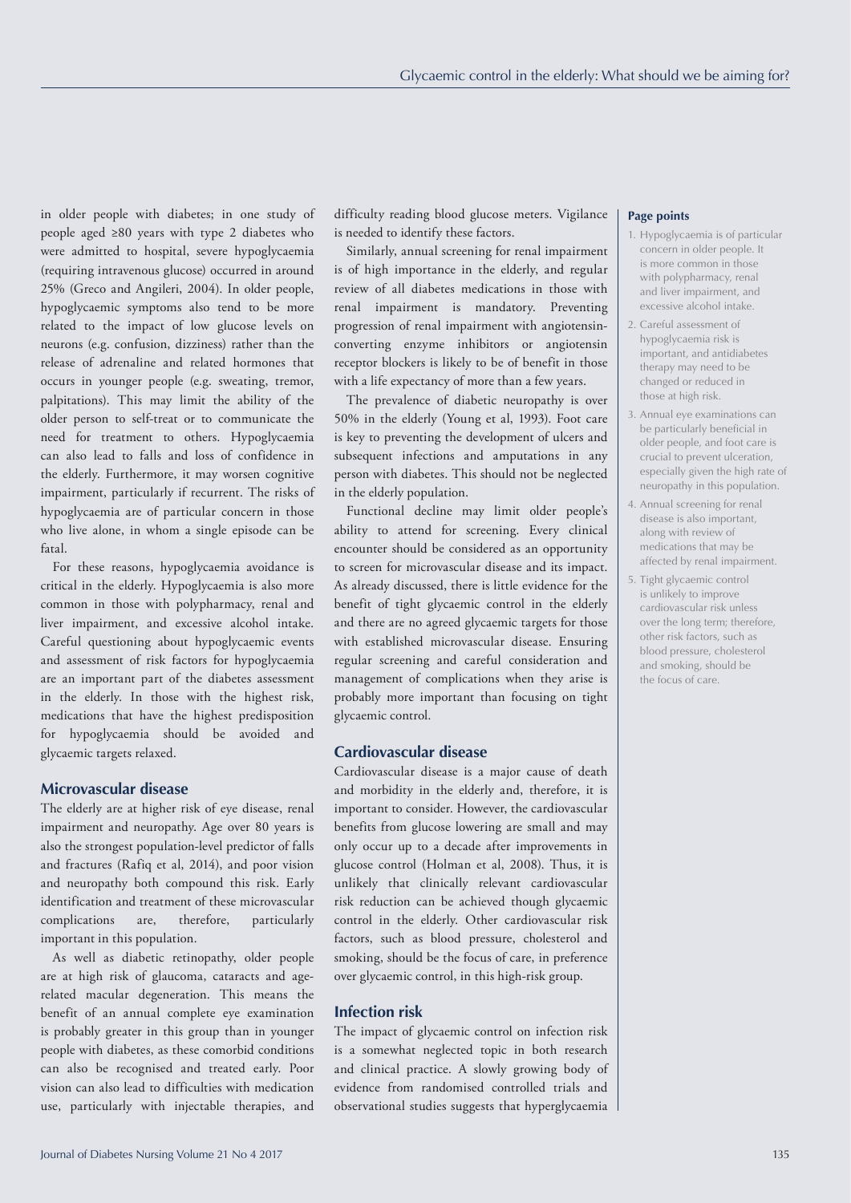in older people with diabetes; in one study of people aged ≥80 years with type 2 diabetes who were admitted to hospital, severe hypoglycaemia (requiring intravenous glucose) occurred in around 25% (Greco and Angileri, 2004). In older people, hypoglycaemic symptoms also tend to be more related to the impact of low glucose levels on neurons (e.g. confusion, dizziness) rather than the release of adrenaline and related hormones that occurs in younger people (e.g. sweating, tremor, palpitations). This may limit the ability of the older person to self-treat or to communicate the need for treatment to others. Hypoglycaemia can also lead to falls and loss of confidence in the elderly. Furthermore, it may worsen cognitive impairment, particularly if recurrent. The risks of hypoglycaemia are of particular concern in those who live alone, in whom a single episode can be fatal.

For these reasons, hypoglycaemia avoidance is critical in the elderly. Hypoglycaemia is also more common in those with polypharmacy, renal and liver impairment, and excessive alcohol intake. Careful questioning about hypoglycaemic events and assessment of risk factors for hypoglycaemia are an important part of the diabetes assessment in the elderly. In those with the highest risk, medications that have the highest predisposition for hypoglycaemia should be avoided and glycaemic targets relaxed.

## Microvascular disease

The elderly are at higher risk of eye disease, renal impairment and neuropathy. Age over 80 years is also the strongest population-level predictor of falls and fractures (Rafiq et al, 2014), and poor vision and neuropathy both compound this risk. Early identification and treatment of these microvascular complications are, therefore, particularly important in this population.

As well as diabetic retinopathy, older people are at high risk of glaucoma, cataracts and age-related macular degeneration. This means the benefit of an annual complete eye examination is probably greater in this group than in younger people with diabetes, as these comorbid conditions can also be recognised and treated early. Poor vision can also lead to difficulties with medication use, particularly with injectable therapies, and difficulty reading blood glucose meters. Vigilance is needed to identify these factors.

Similarly, annual screening for renal impairment is of high importance in the elderly, and regular review of all diabetes medications in those with renal impairment is mandatory. Preventing progression of renal impairment with angiotensin-converting enzyme inhibitors or angiotensin receptor blockers is likely to be of benefit in those with a life expectancy of more than a few years.

The prevalence of diabetic neuropathy is over 50% in the elderly (Young et al, 1993). Foot care is key to preventing the development of ulcers and subsequent infections and amputations in any person with diabetes. This should not be neglected in the elderly population.

Functional decline may limit older people's ability to attend for screening. Every clinical encounter should be considered as an opportunity to screen for microvascular disease and its impact. As already discussed, there is little evidence for the benefit of tight glycaemic control in the elderly and there are no agreed glycaemic targets for those with established microvascular disease. Ensuring regular screening and careful consideration and management of complications when they arise is probably more important than focusing on tight glycaemic control.

## Cardiovascular disease

Cardiovascular disease is a major cause of death and morbidity in the elderly and, therefore, it is important to consider. However, the cardiovascular benefits from glucose lowering are small and may only occur up to a decade after improvements in glucose control (Holman et al, 2008). Thus, it is unlikely that clinically relevant cardiovascular risk reduction can be achieved though glycaemic control in the elderly. Other cardiovascular risk factors, such as blood pressure, cholesterol and smoking, should be the focus of care, in preference over glycaemic control, in this high-risk group.

## Infection risk

The impact of glycaemic control on infection risk is a somewhat neglected topic in both research and clinical practice. A slowly growing body of evidence from randomised controlled trials and observational studies suggests that hyperglycaemia

**Page points**

1. Hypoglycaemia is of particular concern in older people. It is more common in those with polypharmacy, renal and liver impairment, and excessive alcohol intake.
2. Careful assessment of hypoglycaemia risk is important, and antidiabetes therapy may need to be changed or reduced in those at high risk.
3. Annual eye examinations can be particularly beneficial in older people, and foot care is crucial to prevent ulceration, especially given the high rate of neuropathy in this population.
4. Annual screening for renal disease is also important, along with review of medications that may be affected by renal impairment.
5. Tight glycaemic control is unlikely to improve cardiovascular risk unless over the long term; therefore, other risk factors, such as blood pressure, cholesterol and smoking, should be the focus of care.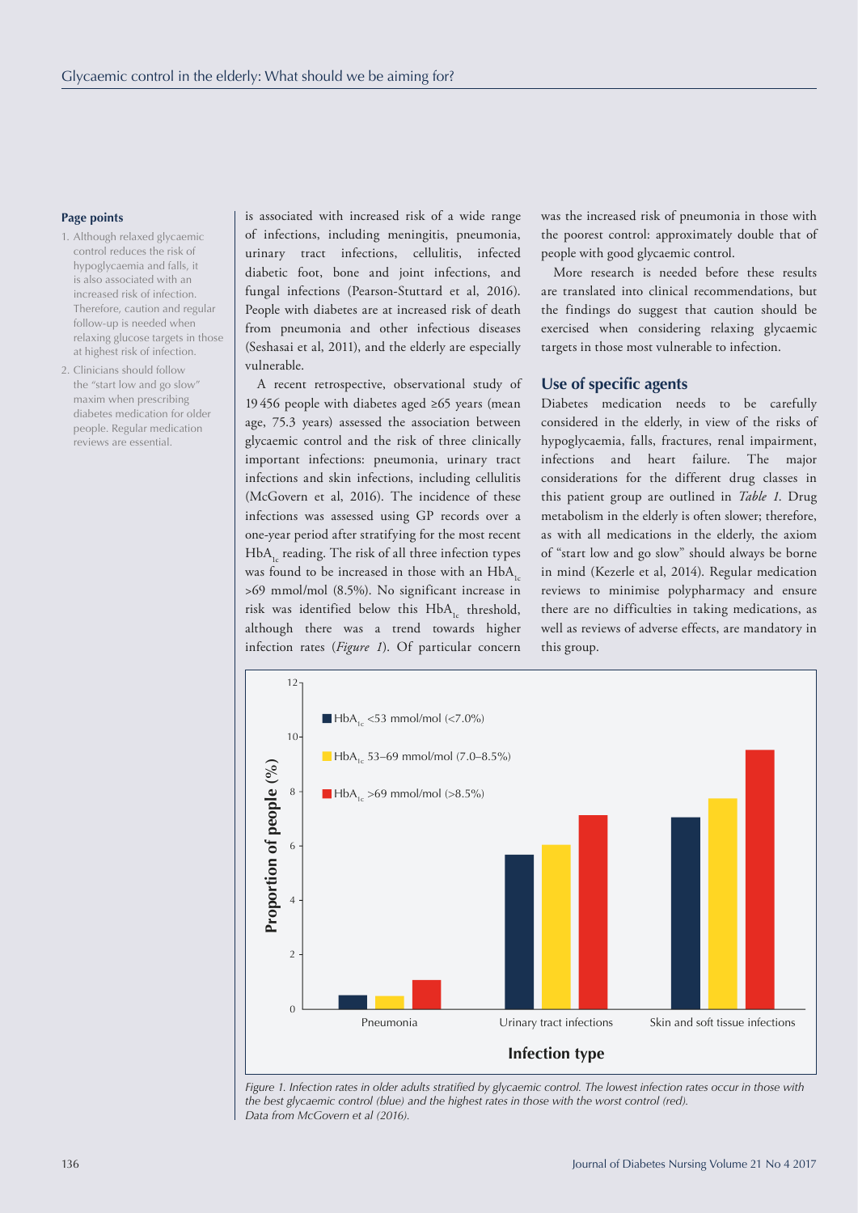**Page points**

1. Although relaxed glycaemic control reduces the risk of hypoglycaemia and falls, it is also associated with an increased risk of infection. Therefore, caution and regular follow-up is needed when relaxing glucose targets in those at highest risk of infection.
2. Clinicians should follow the "start low and go slow" maxim when prescribing diabetes medication for older people. Regular medication reviews are essential.

is associated with increased risk of a wide range of infections, including meningitis, pneumonia, urinary tract infections, cellulitis, infected diabetic foot, bone and joint infections, and fungal infections (Pearson-Stuttard et al, 2016). People with diabetes are at increased risk of death from pneumonia and other infectious diseases (Seshasai et al, 2011), and the elderly are especially vulnerable.

A recent retrospective, observational study of 19 456 people with diabetes aged ≥65 years (mean age, 75.3 years) assessed the association between glycaemic control and the risk of three clinically important infections: pneumonia, urinary tract infections and skin infections, including cellulitis (McGovern et al, 2016). The incidence of these infections was assessed using GP records over a one-year period after stratifying for the most recent $HbA_{1c}$ reading. The risk of all three infection types was found to be increased in those with an $HbA_{1c}$ >69 mmol/mol (8.5%). No significant increase in risk was identified below this $HbA_{1c}$ threshold, although there was a trend towards higher infection rates (*Figure 1*). Of particular concern was the increased risk of pneumonia in those with the poorest control: approximately double that of people with good glycaemic control.

More research is needed before these results are translated into clinical recommendations, but the findings do suggest that caution should be exercised when considering relaxing glycaemic targets in those most vulnerable to infection.

## Use of specific agents

Diabetes medication needs to be carefully considered in the elderly, in view of the risks of hypoglycaemia, falls, fractures, renal impairment, infections and heart failure. The major considerations for the different drug classes in this patient group are outlined in *Table 1*. Drug metabolism in the elderly is often slower; therefore, as with all medications in the elderly, the axiom of "start low and go slow" should always be borne in mind (Kezerle et al, 2014). Regular medication reviews to minimise polypharmacy and ensure there are no difficulties in taking medications, as well as reviews of adverse effects, are mandatory in this group.

Proportion of people (%)
12
10
8
6
4
2
0

$HbA_{1c}$ <53 mmol/mol (<7.0%)
$HbA_{1c}$ 53–69 mmol/mol (7.0–8.5%)
$HbA_{1c}$ >69 mmol/mol (>8.5%)

Pneumonia
Urinary tract infections
Skin and soft tissue infections

Infection type

*Figure 1. Infection rates in older adults stratified by glycaemic control. The lowest infection rates occur in those with the best glycaemic control (blue) and the highest rates in those with the worst control (red). Data from McGovern et al (2016).*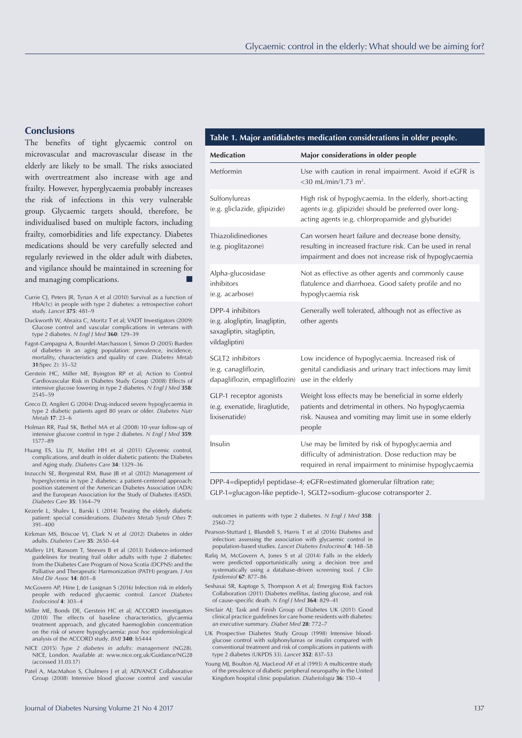## Conclusions

The benefits of tight glycaemic control on microvascular and macrovascular disease in the elderly are likely to be small. The risks associated with overtreatment also increase with age and frailty. However, hyperglycaemia probably increases the risk of infections in this very vulnerable group. Glycaemic targets should, therefore, be individualised based on multiple factors, including frailty, comorbidities and life expectancy. Diabetes medications should be very carefully selected and regularly reviewed in the older adult with diabetes, and vigilance should be maintained in screening for and managing complications. ■

**Table 1. Major antidiabetes medication considerations in older people.**

| Medication | Major considerations in older people |
|---|---|
| Metformin | Use with caution in renal impairment. Avoid if eGFR is <30 mL/min/1.73 m². |
| Sulfonylureas (e.g. gliclazide, glipizide) | High risk of hypoglycaemia. In the elderly, short-acting agents (e.g. glipizide) should be preferred over long-acting agents (e.g. chlorpropamide and glyburide) |
| Thiazolidinediones (e.g. pioglitazone) | Can worsen heart failure and decrease bone density, resulting in increased fracture risk. Can be used in renal impairment and does not increase risk of hypoglycaemia |
| Alpha-glucosidase inhibitors (e.g. acarbose) | Not as effective as other agents and commonly cause flatulence and diarrhoea. Good safety profile and no hypoglycaemia risk |
| DPP-4 inhibitors (e.g. alogliptin, linagliptin, saxagliptin, sitagliptin, vildagliptin) | Generally well tolerated, although not as effective as other agents |
| SGLT2 inhibitors (e.g. canagliflozin, dapagliflozin, empagliflozin) | Low incidence of hypoglycaemia. Increased risk of genital candidiasis and urinary tract infections may limit use in the elderly |
| GLP-1 receptor agonists (e.g. exenatide, liraglutide, lixisenatide) | Weight loss effects may be beneficial in some elderly patients and detrimental in others. No hypoglycaemia risk. Nausea and vomiting may limit use in some elderly people |
| Insulin | Use may be limited by risk of hypoglycaemia and difficulty of administration. Dose reduction may be required in renal impairment to minimise hypoglycaemia |

DPP-4=dipeptidyl peptidase-4; eGFR=estimated glomerular filtration rate; GLP-1=glucagon-like peptide-1, SGLT2=sodium–glucose cotransporter 2.

Currie CJ, Peters JR, Tynan A et al (2010) Survival as a function of HbA(1c) in people with type 2 diabetes: a retrospective cohort study. *Lancet* **375**: 481–9

Duckworth W, Abraira C, Moritz T et al; VADT Investigators (2009) Glucose control and vascular complications in veterans with type 2 diabetes. *N Engl J Med* **360**: 129–39

Fagot-Campagna A, Bourdel-Marchasson I, Simon D (2005) Burden of diabetes in an aging population: prevalence, incidence, mortality, characteristics and quality of care. *Diabetes Metab* **31**(Spec 2): 35–52

Gerstein HC, Miller ME, Byington RP et al; Action to Control Cardiovascular Risk in Diabetes Study Group (2008) Effects of intensive glucose lowering in type 2 diabetes. *N Engl J Med* **358**: 2545–59

Greco D, Angileri G (2004) Drug-induced severe hypoglycaemia in type 2 diabetic patients aged 80 years or older. *Diabetes Nutr Metab* **17**: 23–6

Holman RR, Paul SK, Bethel MA et al (2008) 10-year follow-up of intensive glucose control in type 2 diabetes. *N Engl J Med* **359**: 1577–89

Huang ES, Liu JY, Moffet HH et al (2011) Glycemic control, complications, and death in older diabetic patients: the Diabetes and Aging study. *Diabetes Care* **34**: 1329–36

Inzucchi SE, Bergenstal RM, Buse JB et al (2012) Management of hyperglycemia in type 2 diabetes: a patient-centered approach: position statement of the American Diabetes Association (ADA) and the European Association for the Study of Diabetes (EASD). *Diabetes Care* **35**: 1364–79

Kezerle L, Shalev L, Barski L (2014) Treating the elderly diabetic patient: special considerations. *Diabetes Metab Syndr Obes* **7**: 391–400

Kirkman MS, Briscoe VJ, Clark N et al (2012) Diabetes in older adults. *Diabetes Care* **35**: 2650–64

Mallery LH, Ransom T, Steeves B et al (2013) Evidence-informed guidelines for treating frail older adults with type 2 diabetes: from the Diabetes Care Program of Nova Scotia (DCPNS) and the Palliative and Therapeutic Harmonization (PATH) program. *J Am Med Dir Assoc* **14**: 801–8

McGovern AP, Hine J, de Lusignan S (2016) Infection risk in elderly people with reduced glycaemic control. *Lancet Diabetes Endocrinol* **4**: 303–4

Miller ME, Bonds DE, Gerstein HC et al; ACCORD investigators (2010) The effects of baseline characteristics, glycaemia treatment approach, and glycated haemoglobin concentration on the risk of severe hypoglycaemia: *post hoc* epidemiological analysis of the ACCORD study. *BMJ* **340**: b5444

NICE (2015) *Type 2 diabetes in adults: management* (NG28). NICE, London. Available at: www.nice.org.uk/Guidance/NG28 (accessed 31.03.17)

Patel A, MacMahon S, Chalmers J et al; ADVANCE Collaborative Group (2008) Intensive blood glucose control and vascular outcomes in patients with type 2 diabetes. *N Engl J Med* **358**: 2560–72

Pearson-Stuttard J, Blundell S, Harris T et al (2016) Diabetes and infection: assessing the association with glycaemic control in population-based studies. *Lancet Diabetes Endocrinol* **4**: 148–58

Rafiq M, McGovern A, Jones S et al (2014) Falls in the elderly were predicted opportunistically using a decision tree and systematically using a database-driven screening tool. *J Clin Epidemiol* **67**: 877–86

Seshasai SR, Kaptoge S, Thompson A et al; Emerging Risk Factors Collaboration (2011) Diabetes mellitus, fasting glucose, and risk of cause-specific death. *N Engl J Med* **364**: 829–41

Sinclair AJ; Task and Finish Group of Diabetes UK (2011) Good clinical practice guidelines for care home residents with diabetes: an executive summary. *Diabet Med* **28**: 772–7

UK Prospective Diabetes Study Group (1998) Intensive blood-glucose control with sulphonylureas or insulin compared with conventional treatment and risk of complications in patients with type 2 diabetes (UKPDS 33). *Lancet* **352**: 837–53

Young MJ, Boulton AJ, MacLeod AF et al (1993) A multicentre study of the prevalence of diabetic peripheral neuropathy in the United Kingdom hospital clinic population. *Diabetologia* **36**: 150–4